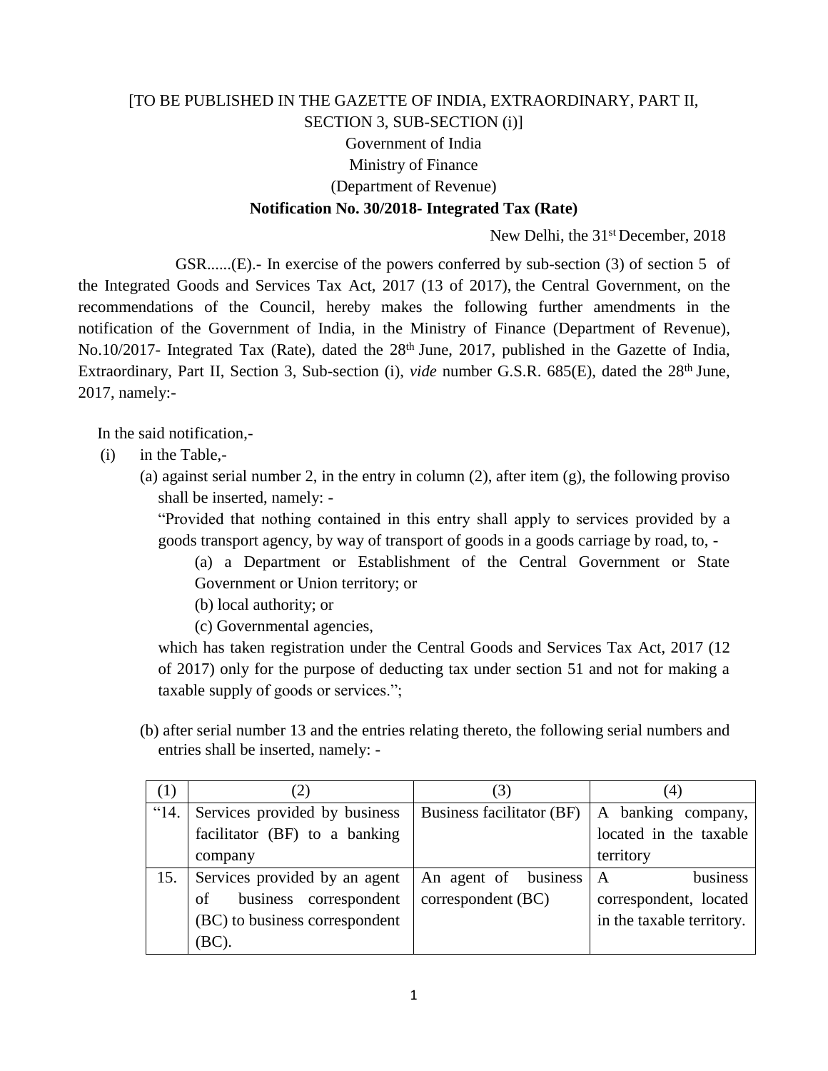[TO BE PUBLISHED IN THE GAZETTE OF INDIA, EXTRAORDINARY, PART II, SECTION 3, SUB-SECTION (i)]

Government of India

Ministry of Finance

(Department of Revenue)

**Notification No. 30/2018- Integrated Tax (Rate)**

New Delhi, the 31st December, 2018

GSR......(E).- In exercise of the powers conferred by sub-section (3) of section 5 of the Integrated Goods and Services Tax Act, 2017 (13 of 2017), the Central Government, on the recommendations of the Council, hereby makes the following further amendments in the notification of the Government of India, in the Ministry of Finance (Department of Revenue), No.10/2017- Integrated Tax (Rate), dated the 28th June, 2017, published in the Gazette of India, Extraordinary, Part II, Section 3, Sub-section (i), *vide* number G.S.R. 685(E), dated the 28th June, 2017, namely:-

In the said notification,-

(i) in the Table,-

(a) against serial number 2, in the entry in column (2), after item (g), the following proviso shall be inserted, namely: -

"Provided that nothing contained in this entry shall apply to services provided by a goods transport agency, by way of transport of goods in a goods carriage by road, to, -

(a) a Department or Establishment of the Central Government or State Government or Union territory; or

(b) local authority; or

(c) Governmental agencies,

which has taken registration under the Central Goods and Services Tax Act, 2017 (12 of 2017) only for the purpose of deducting tax under section 51 and not for making a taxable supply of goods or services.";

(b) after serial number 13 and the entries relating thereto, the following serial numbers and entries shall be inserted, namely: -

| (1) | (2) | (3) | (4) |
|---|---|---|---|
| "14. | Services provided by business facilitator (BF) to a banking company | Business facilitator (BF) | A banking company, located in the taxable territory |
| 15. | Services provided by an agent of business correspondent (BC) to business correspondent (BC). | An agent of business correspondent (BC) | A business correspondent, located in the taxable territory. |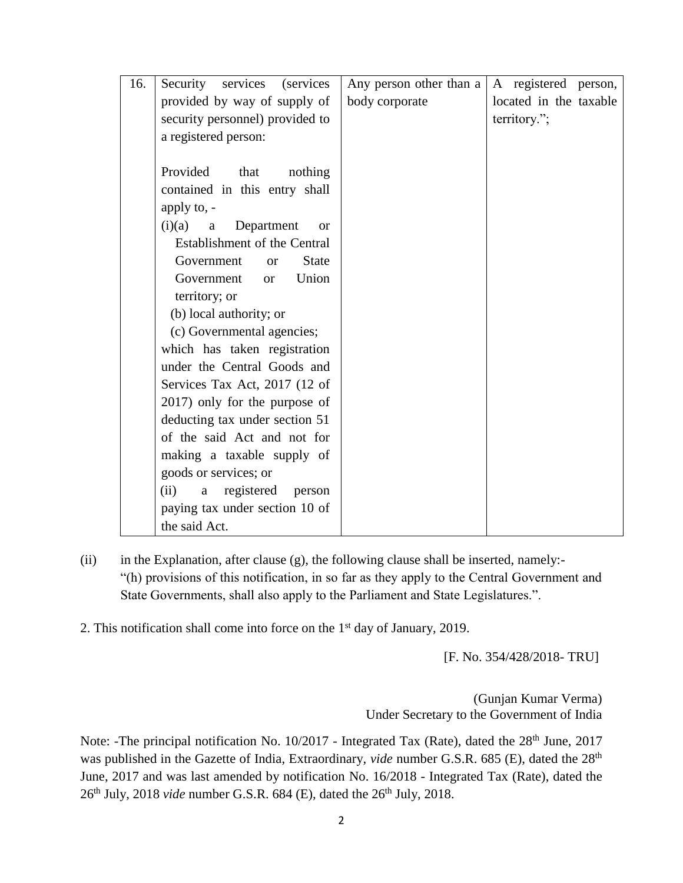| | | | |
|---|---|---|---|
| 16. | Security services (services provided by way of supply of security personnel) provided to a registered person:<br><br>Provided that nothing contained in this entry shall apply to, -<br>(i)(a) a Department or Establishment of the Central Government or State Government or Union territory; or<br>(b) local authority; or<br>(c) Governmental agencies;<br>which has taken registration under the Central Goods and Services Tax Act, 2017 (12 of 2017) only for the purpose of deducting tax under section 51 of the said Act and not for making a taxable supply of goods or services; or<br>(ii) a registered person paying tax under section 10 of the said Act. | Any person other than a body corporate | A registered person, located in the taxable territory.”; |

(ii) in the Explanation, after clause (g), the following clause shall be inserted, namely:-
“(h) provisions of this notification, in so far as they apply to the Central Government and State Governments, shall also apply to the Parliament and State Legislatures.”.

2. This notification shall come into force on the 1st day of January, 2019.

[F. No. 354/428/2018- TRU]

(Gunjan Kumar Verma)
Under Secretary to the Government of India

Note: -The principal notification No. 10/2017 - Integrated Tax (Rate), dated the 28th June, 2017 was published in the Gazette of India, Extraordinary, *vide* number G.S.R. 685 (E), dated the 28th June, 2017 and was last amended by notification No. 16/2018 - Integrated Tax (Rate), dated the 26th July, 2018 *vide* number G.S.R. 684 (E), dated the 26th July, 2018.